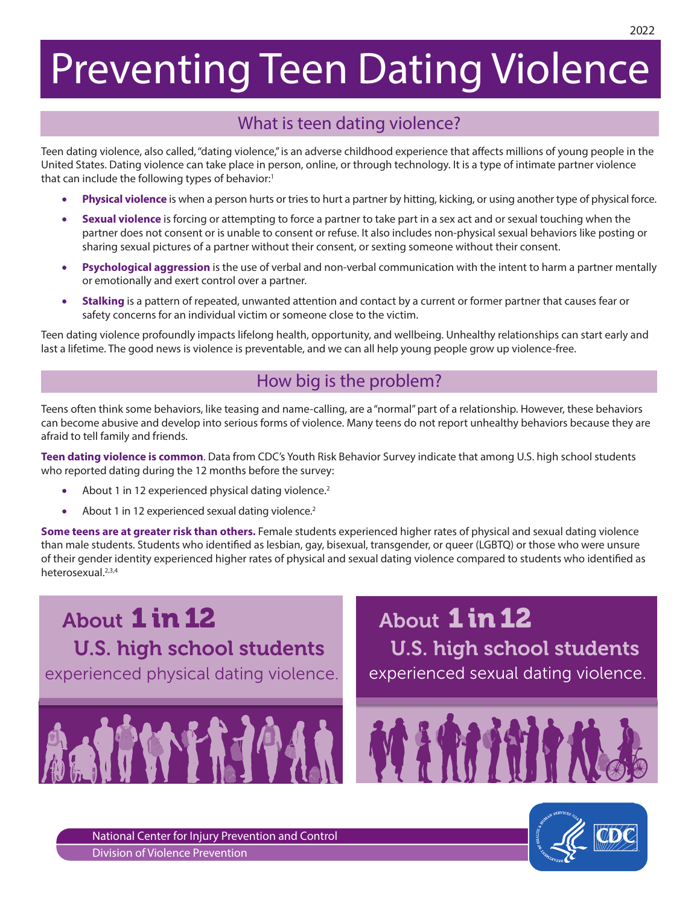# Preventing Teen Dating Violence

## What is teen dating violence?

Teen dating violence, also called, "dating violence," is an adverse childhood experience that affects millions of young people in the United States. Dating violence can take place in person, online, or through technology. It is a type of intimate partner violence that can include the following types of behavior:[1]

- **Physical violence** is when a person hurts or tries to hurt a partner by hitting, kicking, or using another type of physical force.
- **Sexual violence** is forcing or attempting to force a partner to take part in a sex act and or sexual touching when the partner does not consent or is unable to consent or refuse. It also includes non-physical sexual behaviors like posting or sharing sexual pictures of a partner without their consent, or sexting someone without their consent.
- **Psychological aggression** is the use of verbal and non-verbal communication with the intent to harm a partner mentally or emotionally and exert control over a partner.
- **Stalking** is a pattern of repeated, unwanted attention and contact by a current or former partner that causes fear or safety concerns for an individual victim or someone close to the victim.

Teen dating violence profoundly impacts lifelong health, opportunity, and wellbeing. Unhealthy relationships can start early and last a lifetime. The good news is violence is preventable, and we can all help young people grow up violence-free.

## How big is the problem?

Teens often think some behaviors, like teasing and name-calling, are a "normal" part of a relationship. However, these behaviors can become abusive and develop into serious forms of violence. Many teens do not report unhealthy behaviors because they are afraid to tell family and friends.

**Teen dating violence is common**. Data from CDC's Youth Risk Behavior Survey indicate that among U.S. high school students who reported dating during the 12 months before the survey:

- About 1 in 12 experienced physical dating violence.[2]
- About 1 in 12 experienced sexual dating violence.[2]

**Some teens are at greater risk than others.** Female students experienced higher rates of physical and sexual dating violence than male students. Students who identified as lesbian, gay, bisexual, transgender, or queer (LGBTQ) or those who were unsure of their gender identity experienced higher rates of physical and sexual dating violence compared to students who identified as heterosexual.[2,3,4]

**About 1 in 12 U.S. high school students** experienced physical dating violence.

**About 1 in 12 U.S. high school students** experienced sexual dating violence.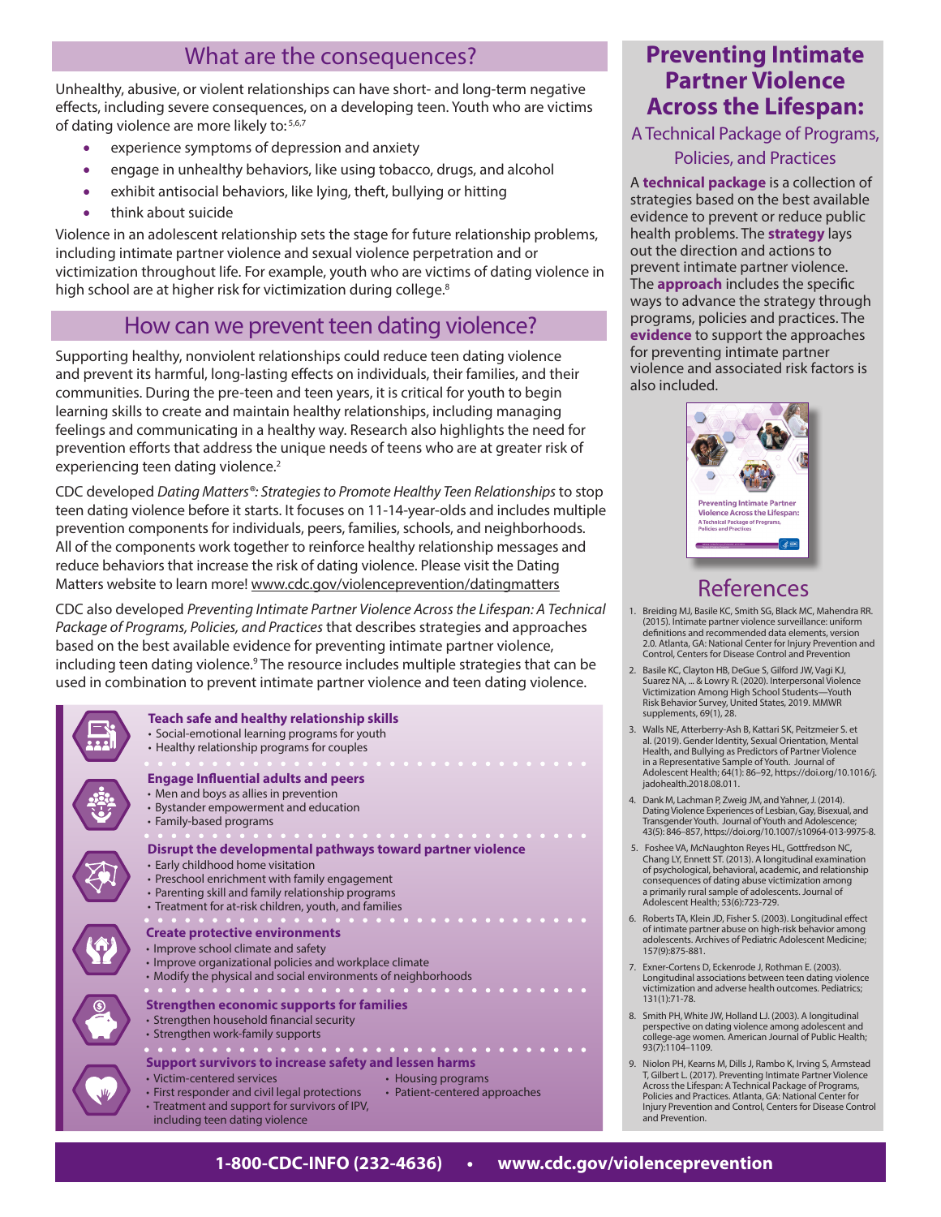## What are the consequences?

Unhealthy, abusive, or violent relationships can have short- and long-term negative effects, including severe consequences, on a developing teen. Youth who are victims of dating violence are more likely to:[5,6,7]

- experience symptoms of depression and anxiety
- engage in unhealthy behaviors, like using tobacco, drugs, and alcohol
- exhibit antisocial behaviors, like lying, theft, bullying or hitting
- think about suicide

Violence in an adolescent relationship sets the stage for future relationship problems, including intimate partner violence and sexual violence perpetration and or victimization throughout life. For example, youth who are victims of dating violence in high school are at higher risk for victimization during college.[8]

## How can we prevent teen dating violence?

Supporting healthy, nonviolent relationships could reduce teen dating violence and prevent its harmful, long-lasting effects on individuals, their families, and their communities. During the pre-teen and teen years, it is critical for youth to begin learning skills to create and maintain healthy relationships, including managing feelings and communicating in a healthy way. Research also highlights the need for prevention efforts that address the unique needs of teens who are at greater risk of experiencing teen dating violence.[2]

CDC developed *Dating Matters®: Strategies to Promote Healthy Teen Relationships* to stop teen dating violence before it starts. It focuses on 11-14-year-olds and includes multiple prevention components for individuals, peers, families, schools, and neighborhoods. All of the components work together to reinforce healthy relationship messages and reduce behaviors that increase the risk of dating violence. Please visit the Dating Matters website to learn more! www.cdc.gov/violenceprevention/datingmatters

CDC also developed *Preventing Intimate Partner Violence Across the Lifespan: A Technical Package of Programs, Policies, and Practices* that describes strategies and approaches based on the best available evidence for preventing intimate partner violence, including teen dating violence.[9] The resource includes multiple strategies that can be used in combination to prevent intimate partner violence and teen dating violence.

**Teach safe and healthy relationship skills**
- Social-emotional learning programs for youth
- Healthy relationship programs for couples

**Engage Influential adults and peers**
- Men and boys as allies in prevention
- Bystander empowerment and education
- Family-based programs

**Disrupt the developmental pathways toward partner violence**
- Early childhood home visitation
- Preschool enrichment with family engagement
- Parenting skill and family relationship programs
- Treatment for at-risk children, youth, and families

**Create protective environments**
- Improve school climate and safety
- Improve organizational policies and workplace climate
- Modify the physical and social environments of neighborhoods

**Strengthen economic supports for families**
- Strengthen household financial security
- Strengthen work-family supports

**Support survivors to increase safety and lessen harms**
- Victim-centered services
- First responder and civil legal protections
- Treatment and support for survivors of IPV, including teen dating violence
- Housing programs
- Patient-centered approaches

## Preventing Intimate Partner Violence Across the Lifespan:

### A Technical Package of Programs, Policies, and Practices

A **technical package** is a collection of strategies based on the best available evidence to prevent or reduce public health problems. The **strategy** lays out the direction and actions to prevent intimate partner violence. The **approach** includes the specific ways to advance the strategy through programs, policies and practices. The **evidence** to support the approaches for preventing intimate partner violence and associated risk factors is also included.

## References

1. Breiding MJ, Basile KC, Smith SG, Black MC, Mahendra RR. (2015). Intimate partner violence surveillance: uniform definitions and recommended data elements, version 2.0. Atlanta, GA: National Center for Injury Prevention and Control, Centers for Disease Control and Prevention
2. Basile KC, Clayton HB, DeGue S, Gilford JW, Vagi KJ, Suarez NA, ... & Lowry R. (2020). Interpersonal Violence Victimization Among High School Students—Youth Risk Behavior Survey, United States, 2019. MMWR supplements, 69(1), 28.
3. Walls NE, Atterbery-Ash B, Kattari SK, Peitzmeier S. et al. (2019). Gender Identity, Sexual Orientation, Mental Health, and Bullying as Predictors of Partner Violence in a Representative Sample of Youth. Journal of Adolescent Health; 64(1): 86–92, https://doi.org/10.1016/j.jadohealth.2018.08.011.
4. Dank M, Lachman P, Zweig JM, and Yahner, J. (2014). Dating Violence Experiences of Lesbian, Gay, Bisexual, and Transgender Youth. Journal of Youth and Adolescence; 43(5): 846–857, https://doi.org/10.1007/s10964-013-9975-8.
5. Foshee VA, McNaughton Reyes HL, Gottfredson NC, Chang LY, Ennett ST. (2013). A longitudinal examination of psychological, behavioral, academic, and relationship consequences of dating abuse victimization among a primarily rural sample of adolescents. Journal of Adolescent Health; 53(6):723-729.
6. Roberts TA, Klein JD, Fisher S. (2003). Longitudinal effect of intimate partner abuse on high-risk behavior among adolescents. Archives of Pediatric Adolescent Medicine; 157(9):875-881.
7. Exner-Cortens D, Eckenrode J, Rothman E. (2003). Longitudinal associations between teen dating violence victimization and adverse health outcomes. Pediatrics; 131(1):71-78.
8. Smith PH, White JW, Holland LJ. (2003). A longitudinal perspective on dating violence among adolescent and college-age women. American Journal of Public Health; 93(7):1104–1109.
9. Niolon PH, Kearns M, Dills J, Rambo K, Irving S, Armstead T, Gilbert L. (2017). Preventing Intimate Partner Violence Across the Lifespan: A Technical Package of Programs, Policies and Practices. Atlanta, GA: National Center for Injury Prevention and Control, Centers for Disease Control and Prevention.

1-800-CDC-INFO (232-4636) • www.cdc.gov/violenceprevention